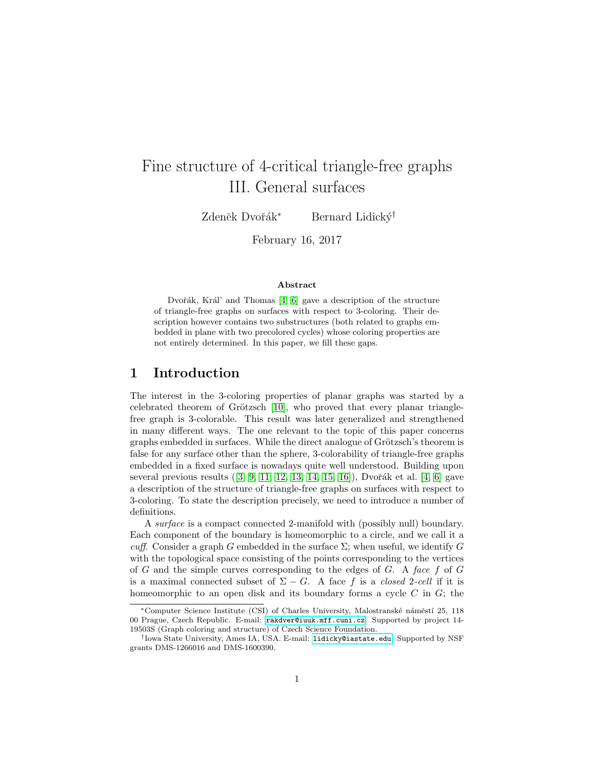# Fine structure of 4-critical triangle-free graphs III. General surfaces

Zdeněk Dvořák* Bernard Lidický†

February 16, 2017

### Abstract

Dvořák, Král' and Thomas [4, 6] gave a description of the structure of triangle-free graphs on surfaces with respect to 3-coloring. Their description however contains two substructures (both related to graphs embedded in plane with two precolored cycles) whose coloring properties are not entirely determined. In this paper, we fill these gaps.

## 1 Introduction

The interest in the 3-coloring properties of planar graphs was started by a celebrated theorem of Grötzsch [10], who proved that every planar triangle-free graph is 3-colorable. This result was later generalized and strengthened in many different ways. The one relevant to the topic of this paper concerns graphs embedded in surfaces. While the direct analogue of Grötzsch's theorem is false for any surface other than the sphere, 3-colorability of triangle-free graphs embedded in a fixed surface is nowadays quite well understood. Building upon several previous results ([3, 9, 11, 12, 13, 14, 15, 16]), Dvořák et al. [4, 6] gave a description of the structure of triangle-free graphs on surfaces with respect to 3-coloring. To state the description precisely, we need to introduce a number of definitions.

A *surface* is a compact connected 2-manifold with (possibly null) boundary. Each component of the boundary is homeomorphic to a circle, and we call it a *cuff*. Consider a graph $G$ embedded in the surface $\Sigma$; when useful, we identify $G$ with the topological space consisting of the points corresponding to the vertices of $G$ and the simple curves corresponding to the edges of $G$. A *face* $f$ of $G$ is a maximal connected subset of $\Sigma - G$. A face $f$ is a *closed 2-cell* if it is homeomorphic to an open disk and its boundary forms a cycle $C$ in $G$; the

*Computer Science Institute (CSI) of Charles University, Malostranské náměstí 25, 118 00 Prague, Czech Republic. E-mail: rakdver@iuuk.mff.cuni.cz. Supported by project 14-19503S (Graph coloring and structure) of Czech Science Foundation.

†Iowa State University, Ames IA, USA. E-mail: lidicky@iastate.edu. Supported by NSF grants DMS-1266016 and DMS-1600390.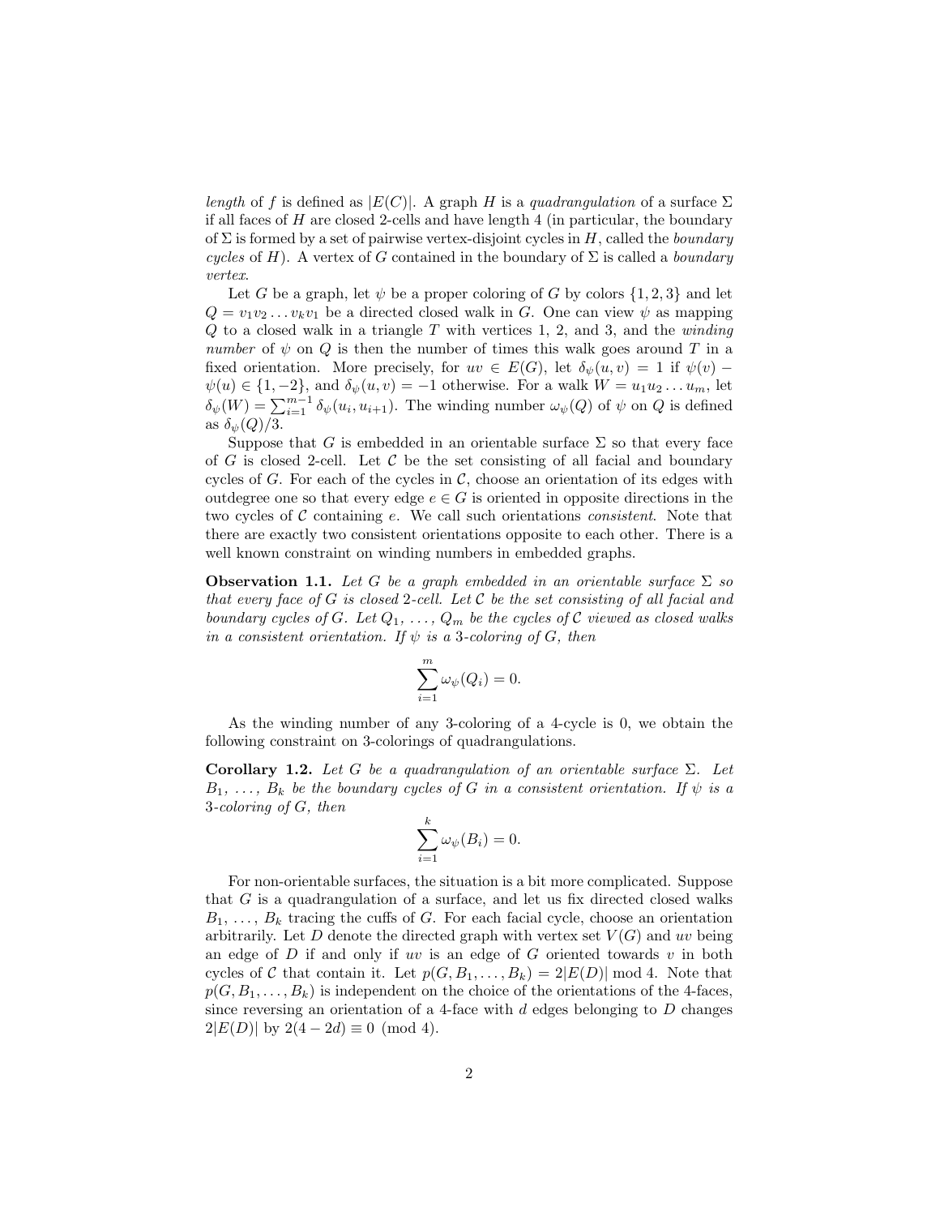*length* of $f$ is defined as $|E(C)|$. A graph $H$ is a *quadrangulation* of a surface $\Sigma$ if all faces of $H$ are closed 2-cells and have length 4 (in particular, the boundary of $\Sigma$ is formed by a set of pairwise vertex-disjoint cycles in $H$, called the *boundary cycles* of $H$). A vertex of $G$ contained in the boundary of $\Sigma$ is called a *boundary vertex*.

Let $G$ be a graph, let $\psi$ be a proper coloring of $G$ by colors $\{1, 2, 3\}$ and let $Q = v_1 v_2 \dots v_k v_1$ be a directed closed walk in $G$. One can view $\psi$ as mapping $Q$ to a closed walk in a triangle $T$ with vertices 1, 2, and 3, and the *winding number* of $\psi$ on $Q$ is then the number of times this walk goes around $T$ in a fixed orientation. More precisely, for $uv \in E(G)$, let $\delta_\psi(u, v) = 1$ if $\psi(v) - \psi(u) \in \{1, -2\}$, and $\delta_\psi(u, v) = -1$ otherwise. For a walk $W = u_1 u_2 \dots u_m$, let $\delta_\psi(W) = \sum_{i=1}^{m-1} \delta_\psi(u_i, u_{i+1})$. The winding number $\omega_\psi(Q)$ of $\psi$ on $Q$ is defined as $\delta_\psi(Q)/3$.

Suppose that $G$ is embedded in an orientable surface $\Sigma$ so that every face of $G$ is closed 2-cell. Let $\mathcal{C}$ be the set consisting of all facial and boundary cycles of $G$. For each of the cycles in $\mathcal{C}$, choose an orientation of its edges with outdegree one so that every edge $e \in G$ is oriented in opposite directions in the two cycles of $\mathcal{C}$ containing $e$. We call such orientations *consistent*. Note that there are exactly two consistent orientations opposite to each other. There is a well known constraint on winding numbers in embedded graphs.

**Observation 1.1.** *Let $G$ be a graph embedded in an orientable surface $\Sigma$ so that every face of $G$ is closed 2-cell. Let $\mathcal{C}$ be the set consisting of all facial and boundary cycles of $G$. Let $Q_1, \dots, Q_m$ be the cycles of $\mathcal{C}$ viewed as closed walks in a consistent orientation. If $\psi$ is a 3-coloring of $G$, then*

$$\sum_{i=1}^{m} \omega_\psi(Q_i) = 0.$$

As the winding number of any 3-coloring of a 4-cycle is 0, we obtain the following constraint on 3-colorings of quadrangulations.

**Corollary 1.2.** *Let $G$ be a quadrangulation of an orientable surface $\Sigma$. Let $B_1, \dots, B_k$ be the boundary cycles of $G$ in a consistent orientation. If $\psi$ is a 3-coloring of $G$, then*

$$\sum_{i=1}^{k} \omega_\psi(B_i) = 0.$$

For non-orientable surfaces, the situation is a bit more complicated. Suppose that $G$ is a quadrangulation of a surface, and let us fix directed closed walks $B_1, \dots, B_k$ tracing the cuffs of $G$. For each facial cycle, choose an orientation arbitrarily. Let $D$ denote the directed graph with vertex set $V(G)$ and $uv$ being an edge of $D$ if and only if $uv$ is an edge of $G$ oriented towards $v$ in both cycles of $\mathcal{C}$ that contain it. Let $p(G, B_1, \dots, B_k) = 2|E(D)| \bmod 4$. Note that $p(G, B_1, \dots, B_k)$ is independent on the choice of the orientations of the 4-faces, since reversing an orientation of a 4-face with $d$ edges belonging to $D$ changes $2|E(D)|$ by $2(4 - 2d) \equiv 0 \pmod 4$.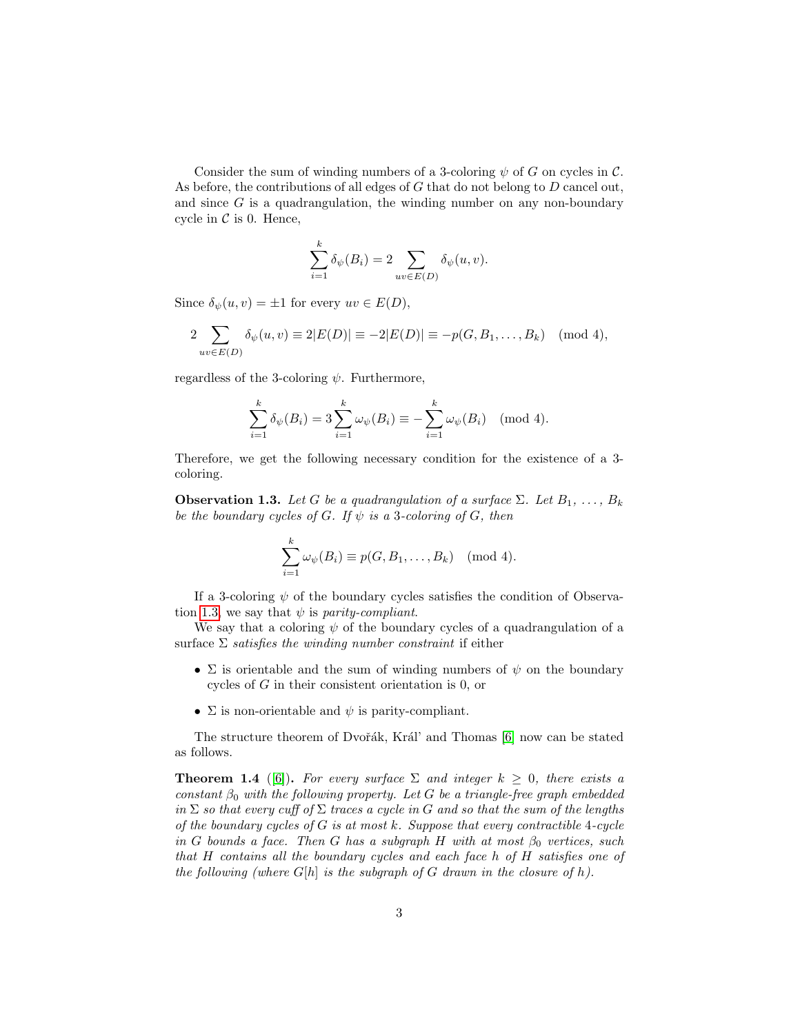Consider the sum of winding numbers of a 3-coloring $\psi$ of $G$ on cycles in $\mathcal{C}$. As before, the contributions of all edges of $G$ that do not belong to $D$ cancel out, and since $G$ is a quadrangulation, the winding number on any non-boundary cycle in $\mathcal{C}$ is 0. Hence,

$$\sum_{i=1}^{k} \delta_\psi(B_i) = 2 \sum_{uv \in E(D)} \delta_\psi(u, v).$$

Since $\delta_\psi(u, v) = \pm 1$ for every $uv \in E(D)$,

$$2 \sum_{uv \in E(D)} \delta_\psi(u, v) \equiv 2|E(D)| \equiv -2|E(D)| \equiv -p(G, B_1, \ldots, B_k) \pmod 4,$$

regardless of the 3-coloring $\psi$. Furthermore,

$$\sum_{i=1}^{k} \delta_\psi(B_i) = 3 \sum_{i=1}^{k} \omega_\psi(B_i) \equiv -\sum_{i=1}^{k} \omega_\psi(B_i) \pmod 4.$$

Therefore, we get the following necessary condition for the existence of a 3-coloring.

**Observation 1.3.** *Let $G$ be a quadrangulation of a surface $\Sigma$. Let $B_1, \ldots, B_k$ be the boundary cycles of $G$. If $\psi$ is a 3-coloring of $G$, then*

$$\sum_{i=1}^{k} \omega_\psi(B_i) \equiv p(G, B_1, \ldots, B_k) \pmod 4.$$

If a 3-coloring $\psi$ of the boundary cycles satisfies the condition of Observation 1.3, we say that $\psi$ is *parity-compliant*.

We say that a coloring $\psi$ of the boundary cycles of a quadrangulation of a surface $\Sigma$ *satisfies the winding number constraint* if either

- $\Sigma$ is orientable and the sum of winding numbers of $\psi$ on the boundary cycles of $G$ in their consistent orientation is 0, or
- $\Sigma$ is non-orientable and $\psi$ is parity-compliant.

The structure theorem of Dvořák, Král' and Thomas [6] now can be stated as follows.

**Theorem 1.4** ([6]). *For every surface $\Sigma$ and integer $k \geq 0$, there exists a constant $\beta_0$ with the following property. Let $G$ be a triangle-free graph embedded in $\Sigma$ so that every cuff of $\Sigma$ traces a cycle in $G$ and so that the sum of the lengths of the boundary cycles of $G$ is at most $k$. Suppose that every contractible 4-cycle in $G$ bounds a face. Then $G$ has a subgraph $H$ with at most $\beta_0$ vertices, such that $H$ contains all the boundary cycles and each face $h$ of $H$ satisfies one of the following (where $G[h]$ is the subgraph of $G$ drawn in the closure of $h$).*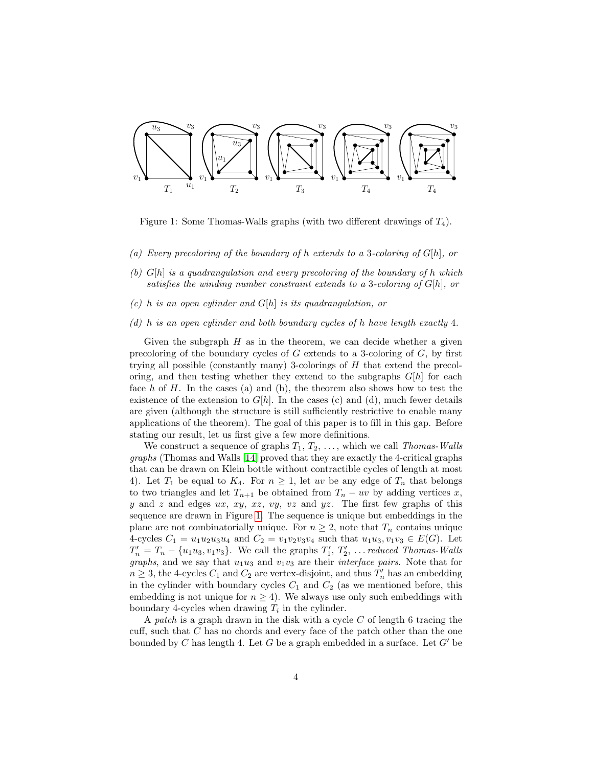Figure 1: Some Thomas-Walls graphs (with two different drawings of $T_4$).

*(a) Every precoloring of the boundary of $h$ extends to a 3-coloring of $G[h]$, or*

*(b) $G[h]$ is a quadrangulation and every precoloring of the boundary of $h$ which satisfies the winding number constraint extends to a 3-coloring of $G[h]$, or*

*(c) $h$ is an open cylinder and $G[h]$ is its quadrangulation, or*

*(d) $h$ is an open cylinder and both boundary cycles of $h$ have length exactly 4.*

Given the subgraph $H$ as in the theorem, we can decide whether a given precoloring of the boundary cycles of $G$ extends to a 3-coloring of $G$, by first trying all possible (constantly many) 3-colorings of $H$ that extend the precoloring, and then testing whether they extend to the subgraphs $G[h]$ for each face $h$ of $H$. In the cases (a) and (b), the theorem also shows how to test the existence of the extension to $G[h]$. In the cases (c) and (d), much fewer details are given (although the structure is still sufficiently restrictive to enable many applications of the theorem). The goal of this paper is to fill in this gap. Before stating our result, let us first give a few more definitions.

We construct a sequence of graphs $T_1$, $T_2$, ..., which we call *Thomas-Walls graphs* (Thomas and Walls [14] proved that they are exactly the 4-critical graphs that can be drawn on Klein bottle without contractible cycles of length at most 4). Let $T_1$ be equal to $K_4$. For $n \geq 1$, let $uv$ be any edge of $T_n$ that belongs to two triangles and let $T_{n+1}$ be obtained from $T_n - uv$ by adding vertices $x$, $y$ and $z$ and edges $ux$, $xy$, $xz$, $vy$, $vz$ and $yz$. The first few graphs of this sequence are drawn in Figure 1. The sequence is unique but embeddings in the plane are not combinatorially unique. For $n \geq 2$, note that $T_n$ contains unique 4-cycles $C_1 = u_1u_2u_3u_4$ and $C_2 = v_1v_2v_3v_4$ such that $u_1u_3, v_1v_3 \in E(G)$. Let $T'_n = T_n - \{u_1u_3, v_1v_3\}$. We call the graphs $T'_1$, $T'_2$, ... *reduced Thomas-Walls graphs*, and we say that $u_1u_3$ and $v_1v_3$ are their *interface pairs*. Note that for $n \geq 3$, the 4-cycles $C_1$ and $C_2$ are vertex-disjoint, and thus $T'_n$ has an embedding in the cylinder with boundary cycles $C_1$ and $C_2$ (as we mentioned before, this embedding is not unique for $n \geq 4$). We always use only such embeddings with boundary 4-cycles when drawing $T_i$ in the cylinder.

A *patch* is a graph drawn in the disk with a cycle $C$ of length 6 tracing the cuff, such that $C$ has no chords and every face of the patch other than the one bounded by $C$ has length 4. Let $G$ be a graph embedded in a surface. Let $G'$ be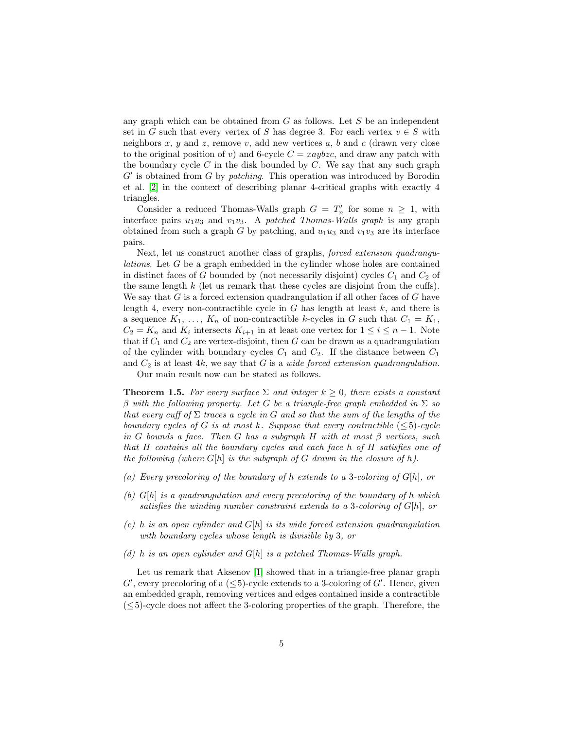any graph which can be obtained from $G$ as follows. Let $S$ be an independent set in $G$ such that every vertex of $S$ has degree 3. For each vertex $v \in S$ with neighbors $x$, $y$ and $z$, remove $v$, add new vertices $a$, $b$ and $c$ (drawn very close to the original position of $v$) and 6-cycle $C = xaybzc$, and draw any patch with the boundary cycle $C$ in the disk bounded by $C$. We say that any such graph $G'$ is obtained from $G$ by *patching*. This operation was introduced by Borodin et al. [2] in the context of describing planar 4-critical graphs with exactly 4 triangles.

Consider a reduced Thomas-Walls graph $G = T'_n$ for some $n \geq 1$, with interface pairs $u_1u_3$ and $v_1v_3$. A *patched Thomas-Walls graph* is any graph obtained from such a graph $G$ by patching, and $u_1u_3$ and $v_1v_3$ are its interface pairs.

Next, let us construct another class of graphs, *forced extension quadrangulations*. Let $G$ be a graph embedded in the cylinder whose holes are contained in distinct faces of $G$ bounded by (not necessarily disjoint) cycles $C_1$ and $C_2$ of the same length $k$ (let us remark that these cycles are disjoint from the cuffs). We say that $G$ is a forced extension quadrangulation if all other faces of $G$ have length 4, every non-contractible cycle in $G$ has length at least $k$, and there is a sequence $K_1, \ldots, K_n$ of non-contractible $k$-cycles in $G$ such that $C_1 = K_1$, $C_2 = K_n$ and $K_i$ intersects $K_{i+1}$ in at least one vertex for $1 \leq i \leq n-1$. Note that if $C_1$ and $C_2$ are vertex-disjoint, then $G$ can be drawn as a quadrangulation of the cylinder with boundary cycles $C_1$ and $C_2$. If the distance between $C_1$ and $C_2$ is at least $4k$, we say that $G$ is a *wide forced extension quadrangulation*.

Our main result now can be stated as follows.

**Theorem 1.5.** *For every surface $\Sigma$ and integer $k \geq 0$, there exists a constant $\beta$ with the following property. Let $G$ be a triangle-free graph embedded in $\Sigma$ so that every cuff of $\Sigma$ traces a cycle in $G$ and so that the sum of the lengths of the boundary cycles of $G$ is at most $k$. Suppose that every contractible $(\leq 5)$-cycle in $G$ bounds a face. Then $G$ has a subgraph $H$ with at most $\beta$ vertices, such that $H$ contains all the boundary cycles and each face $h$ of $H$ satisfies one of the following (where $G[h]$ is the subgraph of $G$ drawn in the closure of $h$).*

- *(a) Every precoloring of the boundary of $h$ extends to a 3-coloring of $G[h]$, or*
- *(b) $G[h]$ is a quadrangulation and every precoloring of the boundary of $h$ which satisfies the winding number constraint extends to a 3-coloring of $G[h]$, or*
- *(c) $h$ is an open cylinder and $G[h]$ is its wide forced extension quadrangulation with boundary cycles whose length is divisible by 3, or*
- *(d) $h$ is an open cylinder and $G[h]$ is a patched Thomas-Walls graph.*

Let us remark that Aksenov [1] showed that in a triangle-free planar graph $G'$, every precoloring of a $(\leq 5)$-cycle extends to a 3-coloring of $G'$. Hence, given an embedded graph, removing vertices and edges contained inside a contractible $(\leq 5)$-cycle does not affect the 3-coloring properties of the graph. Therefore, the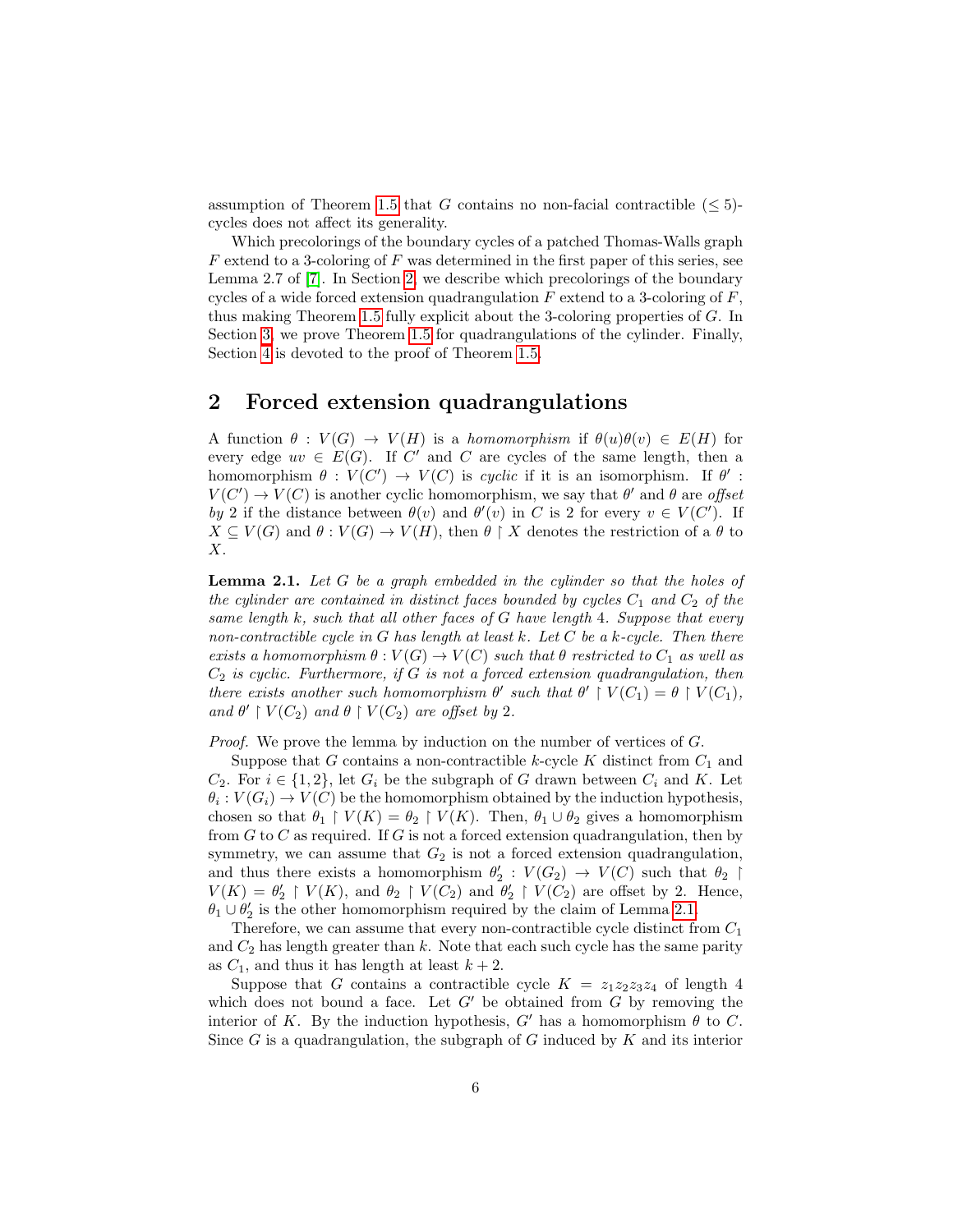assumption of Theorem 1.5 that $G$ contains no non-facial contractible ($\leq 5$)-cycles does not affect its generality.

Which precolorings of the boundary cycles of a patched Thomas-Walls graph $F$ extend to a 3-coloring of $F$ was determined in the first paper of this series, see Lemma 2.7 of [7]. In Section 2, we describe which precolorings of the boundary cycles of a wide forced extension quadrangulation $F$ extend to a 3-coloring of $F$, thus making Theorem 1.5 fully explicit about the 3-coloring properties of $G$. In Section 3, we prove Theorem 1.5 for quadrangulations of the cylinder. Finally, Section 4 is devoted to the proof of Theorem 1.5.

## 2 Forced extension quadrangulations

A function $\theta : V(G) \to V(H)$ is a *homomorphism* if $\theta(u)\theta(v) \in E(H)$ for every edge $uv \in E(G)$. If $C'$ and $C$ are cycles of the same length, then a homomorphism $\theta : V(C') \to V(C)$ is *cyclic* if it is an isomorphism. If $\theta' : V(C') \to V(C)$ is another cyclic homomorphism, we say that $\theta'$ and $\theta$ are *offset by* 2 if the distance between $\theta(v)$ and $\theta'(v)$ in $C$ is 2 for every $v \in V(C')$. If $X \subseteq V(G)$ and $\theta : V(G) \to V(H)$, then $\theta \restriction X$ denotes the restriction of a $\theta$ to $X$.

**Lemma 2.1.** *Let $G$ be a graph embedded in the cylinder so that the holes of the cylinder are contained in distinct faces bounded by cycles $C_1$ and $C_2$ of the same length $k$, such that all other faces of $G$ have length 4. Suppose that every non-contractible cycle in $G$ has length at least $k$. Let $C$ be a $k$-cycle. Then there exists a homomorphism $\theta : V(G) \to V(C)$ such that $\theta$ restricted to $C_1$ as well as $C_2$ is cyclic. Furthermore, if $G$ is not a forced extension quadrangulation, then there exists another such homomorphism $\theta'$ such that $\theta' \restriction V(C_1) = \theta \restriction V(C_1)$, and $\theta' \restriction V(C_2)$ and $\theta \restriction V(C_2)$ are offset by 2.*

*Proof.* We prove the lemma by induction on the number of vertices of $G$.

Suppose that $G$ contains a non-contractible $k$-cycle $K$ distinct from $C_1$ and $C_2$. For $i \in \{1, 2\}$, let $G_i$ be the subgraph of $G$ drawn between $C_i$ and $K$. Let $\theta_i : V(G_i) \to V(C)$ be the homomorphism obtained by the induction hypothesis, chosen so that $\theta_1 \restriction V(K) = \theta_2 \restriction V(K)$. Then, $\theta_1 \cup \theta_2$ gives a homomorphism from $G$ to $C$ as required. If $G$ is not a forced extension quadrangulation, then by symmetry, we can assume that $G_2$ is not a forced extension quadrangulation, and thus there exists a homomorphism $\theta'_2 : V(G_2) \to V(C)$ such that $\theta_2 \restriction V(K) = \theta'_2 \restriction V(K)$, and $\theta_2 \restriction V(C_2)$ and $\theta'_2 \restriction V(C_2)$ are offset by 2. Hence, $\theta_1 \cup \theta'_2$ is the other homomorphism required by the claim of Lemma 2.1.

Therefore, we can assume that every non-contractible cycle distinct from $C_1$ and $C_2$ has length greater than $k$. Note that each such cycle has the same parity as $C_1$, and thus it has length at least $k + 2$.

Suppose that $G$ contains a contractible cycle $K = z_1z_2z_3z_4$ of length 4 which does not bound a face. Let $G'$ be obtained from $G$ by removing the interior of $K$. By the induction hypothesis, $G'$ has a homomorphism $\theta$ to $C$. Since $G$ is a quadrangulation, the subgraph of $G$ induced by $K$ and its interior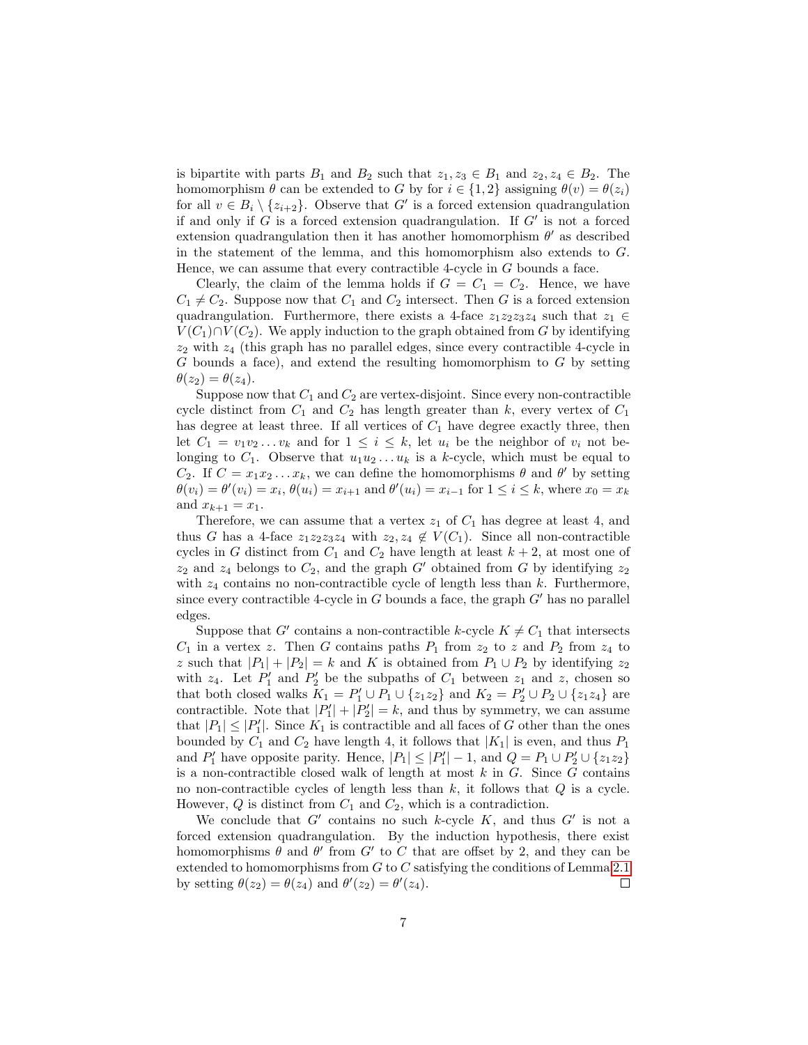is bipartite with parts $B_1$ and $B_2$ such that $z_1, z_3 \in B_1$ and $z_2, z_4 \in B_2$. The homomorphism $\theta$ can be extended to $G$ by for $i \in \{1, 2\}$ assigning $\theta(v) = \theta(z_i)$ for all $v \in B_i \setminus \{z_{i+2}\}$. Observe that $G'$ is a forced extension quadrangulation if and only if $G$ is a forced extension quadrangulation. If $G'$ is not a forced extension quadrangulation then it has another homomorphism $\theta'$ as described in the statement of the lemma, and this homomorphism also extends to $G$. Hence, we can assume that every contractible 4-cycle in $G$ bounds a face.

Clearly, the claim of the lemma holds if $G = C_1 = C_2$. Hence, we have $C_1 \neq C_2$. Suppose now that $C_1$ and $C_2$ intersect. Then $G$ is a forced extension quadrangulation. Furthermore, there exists a 4-face $z_1z_2z_3z_4$ such that $z_1 \in V(C_1) \cap V(C_2)$. We apply induction to the graph obtained from $G$ by identifying $z_2$ with $z_4$ (this graph has no parallel edges, since every contractible 4-cycle in $G$ bounds a face), and extend the resulting homomorphism to $G$ by setting $\theta(z_2) = \theta(z_4)$.

Suppose now that $C_1$ and $C_2$ are vertex-disjoint. Since every non-contractible cycle distinct from $C_1$ and $C_2$ has length greater than $k$, every vertex of $C_1$ has degree at least three. If all vertices of $C_1$ have degree exactly three, then let $C_1 = v_1v_2 \ldots v_k$ and for $1 \leq i \leq k$, let $u_i$ be the neighbor of $v_i$ not belonging to $C_1$. Observe that $u_1u_2 \ldots u_k$ is a $k$-cycle, which must be equal to $C_2$. If $C = x_1x_2 \ldots x_k$, we can define the homomorphisms $\theta$ and $\theta'$ by setting $\theta(v_i) = \theta'(v_i) = x_i$, $\theta(u_i) = x_{i+1}$ and $\theta'(u_i) = x_{i-1}$ for $1 \leq i \leq k$, where $x_0 = x_k$ and $x_{k+1} = x_1$.

Therefore, we can assume that a vertex $z_1$ of $C_1$ has degree at least 4, and thus $G$ has a 4-face $z_1z_2z_3z_4$ with $z_2, z_4 \notin V(C_1)$. Since all non-contractible cycles in $G$ distinct from $C_1$ and $C_2$ have length at least $k+2$, at most one of $z_2$ and $z_4$ belongs to $C_2$, and the graph $G'$ obtained from $G$ by identifying $z_2$ with $z_4$ contains no non-contractible cycle of length less than $k$. Furthermore, since every contractible 4-cycle in $G$ bounds a face, the graph $G'$ has no parallel edges.

Suppose that $G'$ contains a non-contractible $k$-cycle $K \neq C_1$ that intersects $C_1$ in a vertex $z$. Then $G$ contains paths $P_1$ from $z_2$ to $z$ and $P_2$ from $z_4$ to $z$ such that $|P_1| + |P_2| = k$ and $K$ is obtained from $P_1 \cup P_2$ by identifying $z_2$ with $z_4$. Let $P'_1$ and $P'_2$ be the subpaths of $C_1$ between $z_1$ and $z$, chosen so that both closed walks $K_1 = P'_1 \cup P_1 \cup \{z_1z_2\}$ and $K_2 = P'_2 \cup P_2 \cup \{z_1z_4\}$ are contractible. Note that $|P'_1| + |P'_2| = k$, and thus by symmetry, we can assume that $|P_1| \leq |P'_1|$. Since $K_1$ is contractible and all faces of $G$ other than the ones bounded by $C_1$ and $C_2$ have length 4, it follows that $|K_1|$ is even, and thus $P_1$ and $P'_1$ have opposite parity. Hence, $|P_1| \leq |P'_1| - 1$, and $Q = P_1 \cup P'_2 \cup \{z_1z_2\}$ is a non-contractible closed walk of length at most $k$ in $G$. Since $G$ contains no non-contractible cycles of length less than $k$, it follows that $Q$ is a cycle. However, $Q$ is distinct from $C_1$ and $C_2$, which is a contradiction.

We conclude that $G'$ contains no such $k$-cycle $K$, and thus $G'$ is not a forced extension quadrangulation. By the induction hypothesis, there exist homomorphisms $\theta$ and $\theta'$ from $G'$ to $C$ that are offset by 2, and they can be extended to homomorphisms from $G$ to $C$ satisfying the conditions of Lemma 2.1 by setting $\theta(z_2) = \theta(z_4)$ and $\theta'(z_2) = \theta'(z_4)$. □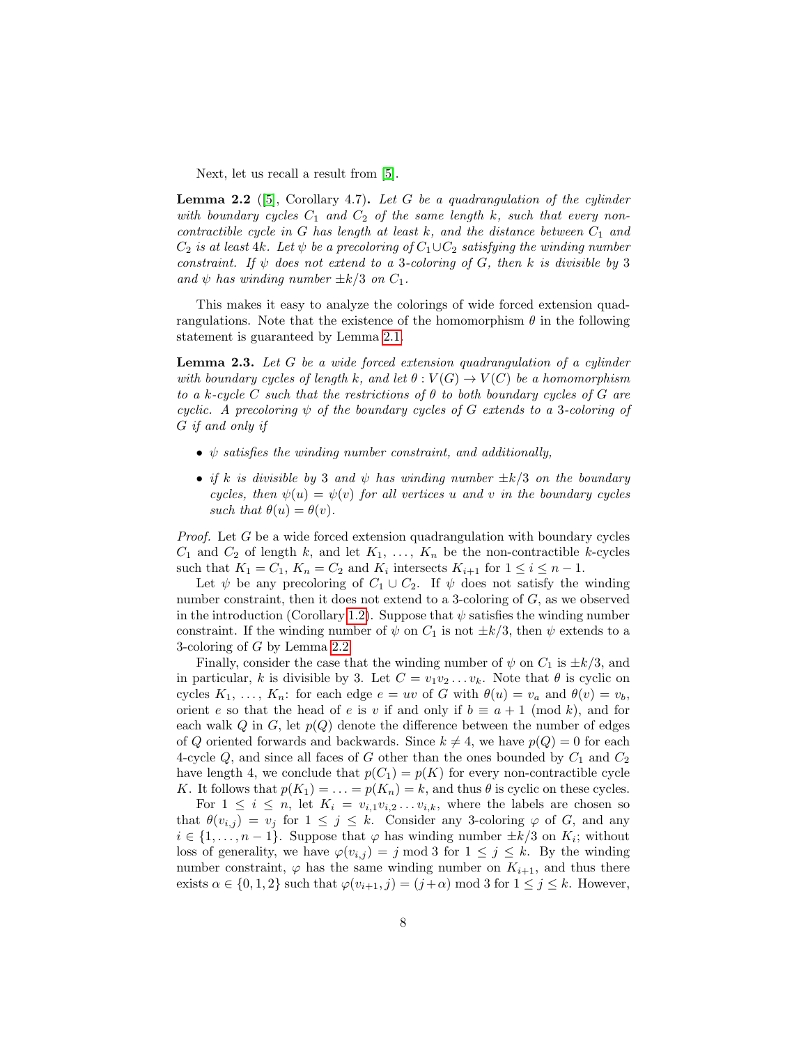Next, let us recall a result from [5].

**Lemma 2.2** ([5], Corollary 4.7)**.** *Let $G$ be a quadrangulation of the cylinder with boundary cycles $C_1$ and $C_2$ of the same length $k$, such that every non-contractible cycle in $G$ has length at least $k$, and the distance between $C_1$ and $C_2$ is at least $4k$. Let $\psi$ be a precoloring of $C_1 \cup C_2$ satisfying the winding number constraint. If $\psi$ does not extend to a 3-coloring of $G$, then $k$ is divisible by 3 and $\psi$ has winding number $\pm k/3$ on $C_1$.*

This makes it easy to analyze the colorings of wide forced extension quadrangulations. Note that the existence of the homomorphism $\theta$ in the following statement is guaranteed by Lemma 2.1.

**Lemma 2.3.** *Let $G$ be a wide forced extension quadrangulation of a cylinder with boundary cycles of length $k$, and let $\theta : V(G) \to V(C)$ be a homomorphism to a $k$-cycle $C$ such that the restrictions of $\theta$ to both boundary cycles of $G$ are cyclic. A precoloring $\psi$ of the boundary cycles of $G$ extends to a 3-coloring of $G$ if and only if*

- *$\psi$ satisfies the winding number constraint, and additionally,*
- *if $k$ is divisible by 3 and $\psi$ has winding number $\pm k/3$ on the boundary cycles, then $\psi(u) = \psi(v)$ for all vertices $u$ and $v$ in the boundary cycles such that $\theta(u) = \theta(v)$.*

*Proof.* Let $G$ be a wide forced extension quadrangulation with boundary cycles $C_1$ and $C_2$ of length $k$, and let $K_1, \ldots, K_n$ be the non-contractible $k$-cycles such that $K_1 = C_1$, $K_n = C_2$ and $K_i$ intersects $K_{i+1}$ for $1 \le i \le n-1$.

Let $\psi$ be any precoloring of $C_1 \cup C_2$. If $\psi$ does not satisfy the winding number constraint, then it does not extend to a 3-coloring of $G$, as we observed in the introduction (Corollary 1.2). Suppose that $\psi$ satisfies the winding number constraint. If the winding number of $\psi$ on $C_1$ is not $\pm k/3$, then $\psi$ extends to a 3-coloring of $G$ by Lemma 2.2.

Finally, consider the case that the winding number of $\psi$ on $C_1$ is $\pm k/3$, and in particular, $k$ is divisible by 3. Let $C = v_1 v_2 \ldots v_k$. Note that $\theta$ is cyclic on cycles $K_1, \ldots, K_n$: for each edge $e = uv$ of $G$ with $\theta(u) = v_a$ and $\theta(v) = v_b$, orient $e$ so that the head of $e$ is $v$ if and only if $b \equiv a + 1 \pmod{k}$, and for each walk $Q$ in $G$, let $p(Q)$ denote the difference between the number of edges of $Q$ oriented forwards and backwards. Since $k \neq 4$, we have $p(Q) = 0$ for each 4-cycle $Q$, and since all faces of $G$ other than the ones bounded by $C_1$ and $C_2$ have length 4, we conclude that $p(C_1) = p(K)$ for every non-contractible cycle $K$. It follows that $p(K_1) = \ldots = p(K_n) = k$, and thus $\theta$ is cyclic on these cycles.

For $1 \le i \le n$, let $K_i = v_{i,1} v_{i,2} \ldots v_{i,k}$, where the labels are chosen so that $\theta(v_{i,j}) = v_j$ for $1 \le j \le k$. Consider any 3-coloring $\varphi$ of $G$, and any $i \in \{1, \ldots, n-1\}$. Suppose that $\varphi$ has winding number $\pm k/3$ on $K_i$; without loss of generality, we have $\varphi(v_{i,j}) = j \bmod 3$ for $1 \le j \le k$. By the winding number constraint, $\varphi$ has the same winding number on $K_{i+1}$, and thus there exists $\alpha \in \{0, 1, 2\}$ such that $\varphi(v_{i+1}, j) = (j + \alpha) \bmod 3$ for $1 \le j \le k$. However,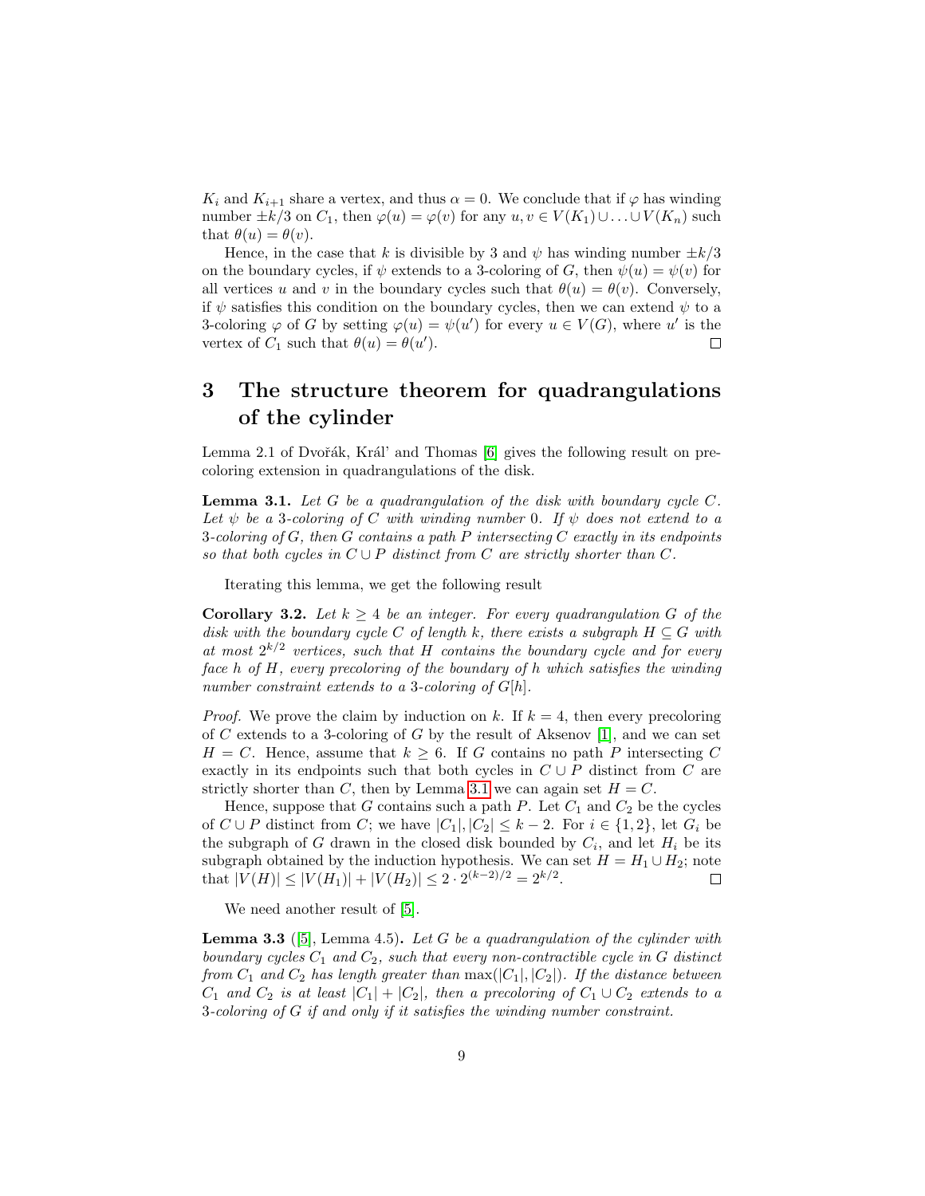$K_i$ and $K_{i+1}$ share a vertex, and thus $\alpha = 0$. We conclude that if $\varphi$ has winding number $\pm k/3$ on $C_1$, then $\varphi(u) = \varphi(v)$ for any $u, v \in V(K_1) \cup \ldots \cup V(K_n)$ such that $\theta(u) = \theta(v)$.

Hence, in the case that $k$ is divisible by 3 and $\psi$ has winding number $\pm k/3$ on the boundary cycles, if $\psi$ extends to a 3-coloring of $G$, then $\psi(u) = \psi(v)$ for all vertices $u$ and $v$ in the boundary cycles such that $\theta(u) = \theta(v)$. Conversely, if $\psi$ satisfies this condition on the boundary cycles, then we can extend $\psi$ to a 3-coloring $\varphi$ of $G$ by setting $\varphi(u) = \psi(u')$ for every $u \in V(G)$, where $u'$ is the vertex of $C_1$ such that $\theta(u) = \theta(u')$. □

# 3 The structure theorem for quadrangulations of the cylinder

Lemma 2.1 of Dvořák, Král' and Thomas [6] gives the following result on precoloring extension in quadrangulations of the disk.

**Lemma 3.1.** *Let $G$ be a quadrangulation of the disk with boundary cycle $C$. Let $\psi$ be a 3-coloring of $C$ with winding number 0. If $\psi$ does not extend to a 3-coloring of $G$, then $G$ contains a path $P$ intersecting $C$ exactly in its endpoints so that both cycles in $C \cup P$ distinct from $C$ are strictly shorter than $C$.*

Iterating this lemma, we get the following result

**Corollary 3.2.** *Let $k \geq 4$ be an integer. For every quadrangulation $G$ of the disk with the boundary cycle $C$ of length $k$, there exists a subgraph $H \subseteq G$ with at most $2^{k/2}$ vertices, such that $H$ contains the boundary cycle and for every face $h$ of $H$, every precoloring of the boundary of $h$ which satisfies the winding number constraint extends to a 3-coloring of $G[h]$.*

*Proof.* We prove the claim by induction on $k$. If $k = 4$, then every precoloring of $C$ extends to a 3-coloring of $G$ by the result of Aksenov [1], and we can set $H = C$. Hence, assume that $k \geq 6$. If $G$ contains no path $P$ intersecting $C$ exactly in its endpoints such that both cycles in $C \cup P$ distinct from $C$ are strictly shorter than $C$, then by Lemma 3.1 we can again set $H = C$.

Hence, suppose that $G$ contains such a path $P$. Let $C_1$ and $C_2$ be the cycles of $C \cup P$ distinct from $C$; we have $|C_1|, |C_2| \leq k - 2$. For $i \in \{1, 2\}$, let $G_i$ be the subgraph of $G$ drawn in the closed disk bounded by $C_i$, and let $H_i$ be its subgraph obtained by the induction hypothesis. We can set $H = H_1 \cup H_2$; note that $|V(H)| \leq |V(H_1)| + |V(H_2)| \leq 2 \cdot 2^{(k-2)/2} = 2^{k/2}$. □

We need another result of [5].

**Lemma 3.3** ([5], Lemma 4.5)**.** *Let $G$ be a quadrangulation of the cylinder with boundary cycles $C_1$ and $C_2$, such that every non-contractible cycle in $G$ distinct from $C_1$ and $C_2$ has length greater than $\max(|C_1|, |C_2|)$. If the distance between $C_1$ and $C_2$ is at least $|C_1| + |C_2|$, then a precoloring of $C_1 \cup C_2$ extends to a 3-coloring of $G$ if and only if it satisfies the winding number constraint.*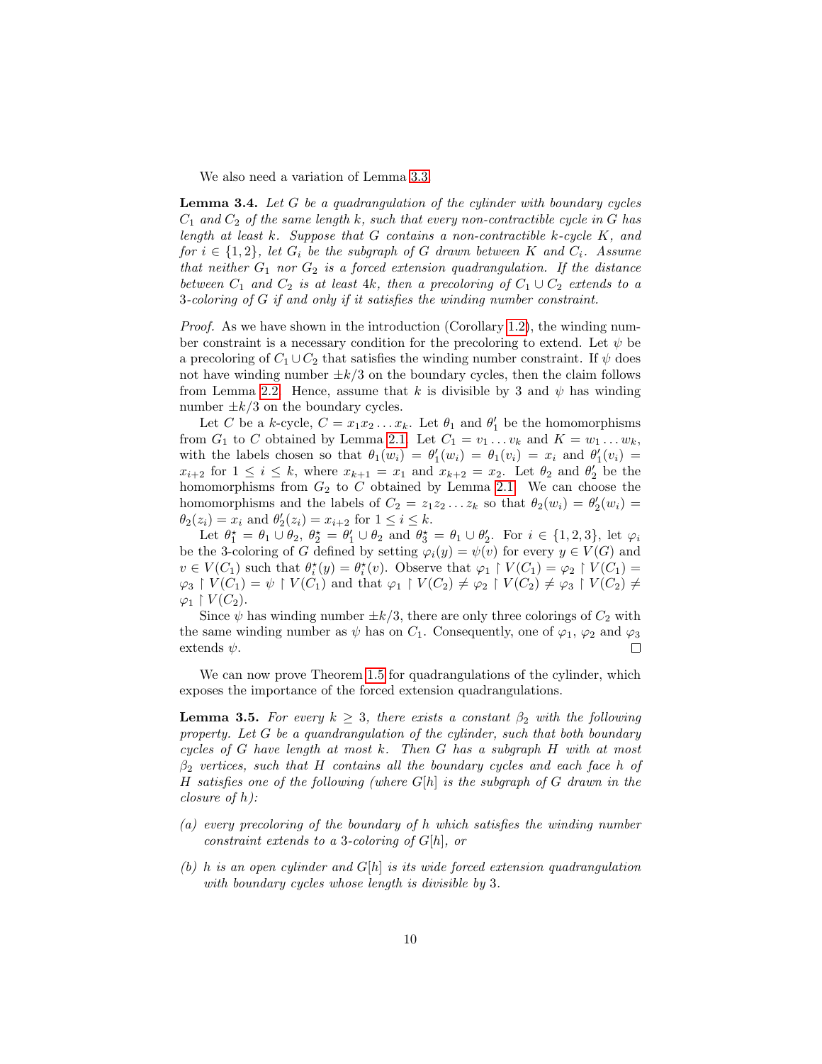We also need a variation of Lemma 3.3.

**Lemma 3.4.** *Let $G$ be a quadrangulation of the cylinder with boundary cycles $C_1$ and $C_2$ of the same length $k$, such that every non-contractible cycle in $G$ has length at least $k$. Suppose that $G$ contains a non-contractible $k$-cycle $K$, and for $i \in \{1,2\}$, let $G_i$ be the subgraph of $G$ drawn between $K$ and $C_i$. Assume that neither $G_1$ nor $G_2$ is a forced extension quadrangulation. If the distance between $C_1$ and $C_2$ is at least $4k$, then a precoloring of $C_1 \cup C_2$ extends to a 3-coloring of $G$ if and only if it satisfies the winding number constraint.*

*Proof.* As we have shown in the introduction (Corollary 1.2), the winding number constraint is a necessary condition for the precoloring to extend. Let $\psi$ be a precoloring of $C_1 \cup C_2$ that satisfies the winding number constraint. If $\psi$ does not have winding number $\pm k/3$ on the boundary cycles, then the claim follows from Lemma 2.2. Hence, assume that $k$ is divisible by 3 and $\psi$ has winding number $\pm k/3$ on the boundary cycles.

Let $C$ be a $k$-cycle, $C = x_1x_2\ldots x_k$. Let $\theta_1$ and $\theta'_1$ be the homomorphisms from $G_1$ to $C$ obtained by Lemma 2.1. Let $C_1 = v_1\ldots v_k$ and $K = w_1\ldots w_k$, with the labels chosen so that $\theta_1(w_i) = \theta'_1(w_i) = \theta_1(v_i) = x_i$ and $\theta'_1(v_i) = x_{i+2}$ for $1 \le i \le k$, where $x_{k+1} = x_1$ and $x_{k+2} = x_2$. Let $\theta_2$ and $\theta'_2$ be the homomorphisms from $G_2$ to $C$ obtained by Lemma 2.1. We can choose the homomorphisms and the labels of $C_2 = z_1z_2\ldots z_k$ so that $\theta_2(w_i) = \theta'_2(w_i) = \theta_2(z_i) = x_i$ and $\theta'_2(z_i) = x_{i+2}$ for $1 \le i \le k$.

Let $\theta^\star_1 = \theta_1 \cup \theta_2$, $\theta^\star_2 = \theta'_1 \cup \theta_2$ and $\theta^\star_3 = \theta_1 \cup \theta'_2$. For $i \in \{1,2,3\}$, let $\varphi_i$ be the 3-coloring of $G$ defined by setting $\varphi_i(y) = \psi(v)$ for every $y \in V(G)$ and $v \in V(C_1)$ such that $\theta^\star_i(y) = \theta^\star_i(v)$. Observe that $\varphi_1 \restriction V(C_1) = \varphi_2 \restriction V(C_1) = \varphi_3 \restriction V(C_1) = \psi \restriction V(C_1)$ and that $\varphi_1 \restriction V(C_2) \neq \varphi_2 \restriction V(C_2) \neq \varphi_3 \restriction V(C_2) \neq \varphi_1 \restriction V(C_2)$.

Since $\psi$ has winding number $\pm k/3$, there are only three colorings of $C_2$ with the same winding number as $\psi$ has on $C_1$. Consequently, one of $\varphi_1$, $\varphi_2$ and $\varphi_3$ extends $\psi$. $\square$

We can now prove Theorem 1.5 for quadrangulations of the cylinder, which exposes the importance of the forced extension quadrangulations.

**Lemma 3.5.** *For every $k \ge 3$, there exists a constant $\beta_2$ with the following property. Let $G$ be a quandrangulation of the cylinder, such that both boundary cycles of $G$ have length at most $k$. Then $G$ has a subgraph $H$ with at most $\beta_2$ vertices, such that $H$ contains all the boundary cycles and each face $h$ of $H$ satisfies one of the following (where $G[h]$ is the subgraph of $G$ drawn in the closure of $h$):*

*(a) every precoloring of the boundary of $h$ which satisfies the winding number constraint extends to a 3-coloring of $G[h]$, or*

*(b) $h$ is an open cylinder and $G[h]$ is its wide forced extension quadrangulation with boundary cycles whose length is divisible by 3.*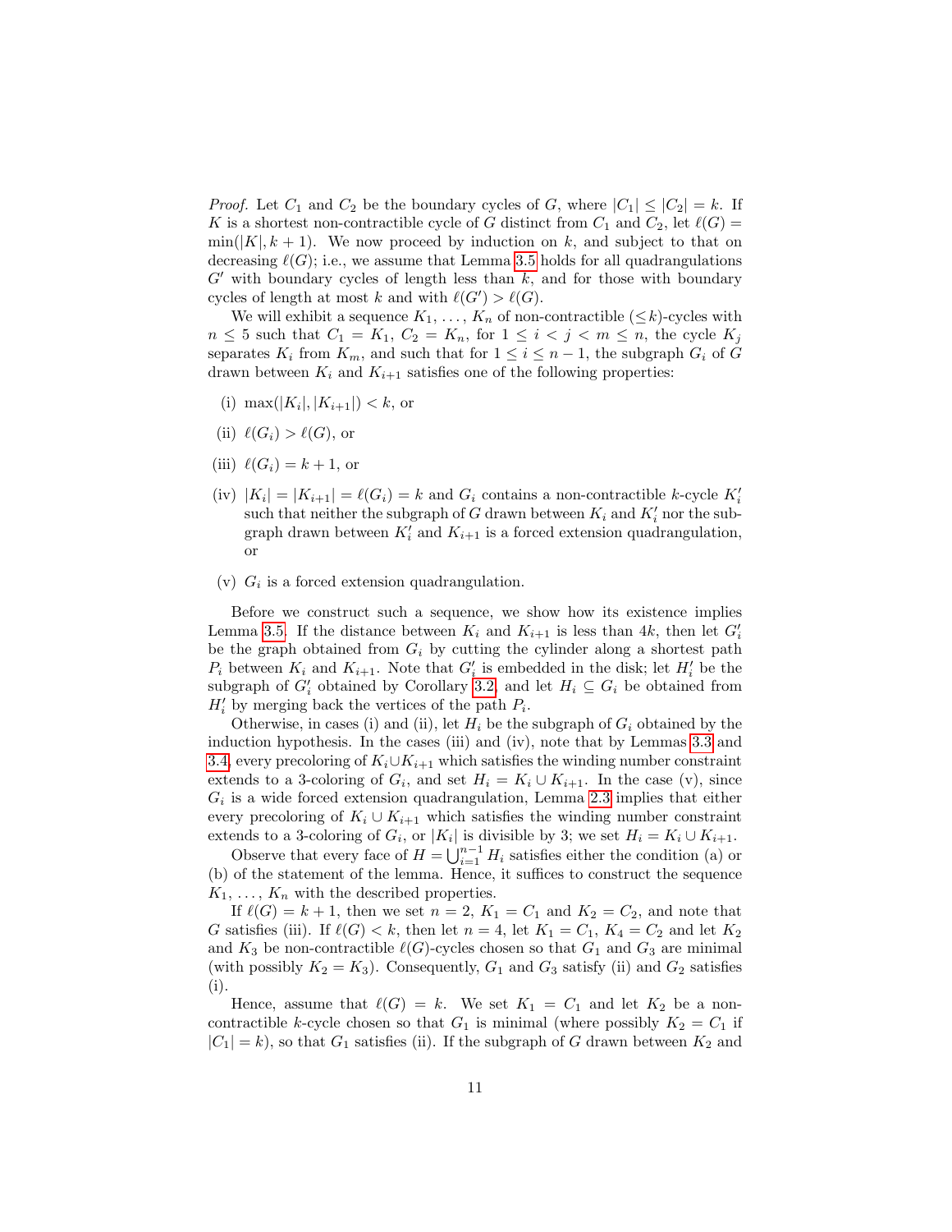*Proof.* Let $C_1$ and $C_2$ be the boundary cycles of $G$, where $|C_1| \le |C_2| = k$. If $K$ is a shortest non-contractible cycle of $G$ distinct from $C_1$ and $C_2$, let $\ell(G) = \min(|K|, k+1)$. We now proceed by induction on $k$, and subject to that on decreasing $\ell(G)$; i.e., we assume that Lemma 3.5 holds for all quadrangulations $G'$ with boundary cycles of length less than $k$, and for those with boundary cycles of length at most $k$ and with $\ell(G') > \ell(G)$.

We will exhibit a sequence $K_1, \ldots, K_n$ of non-contractible ($\le k$)-cycles with $n \le 5$ such that $C_1 = K_1$, $C_2 = K_n$, for $1 \le i < j < m \le n$, the cycle $K_j$ separates $K_i$ from $K_m$, and such that for $1 \le i \le n-1$, the subgraph $G_i$ of $G$ drawn between $K_i$ and $K_{i+1}$ satisfies one of the following properties:

(i) $\max(|K_i|, |K_{i+1}|) < k$, or

(ii) $\ell(G_i) > \ell(G)$, or

(iii) $\ell(G_i) = k+1$, or

(iv) $|K_i| = |K_{i+1}| = \ell(G_i) = k$ and $G_i$ contains a non-contractible $k$-cycle $K_i'$ such that neither the subgraph of $G$ drawn between $K_i$ and $K_i'$ nor the subgraph drawn between $K_i'$ and $K_{i+1}$ is a forced extension quadrangulation, or

(v) $G_i$ is a forced extension quadrangulation.

Before we construct such a sequence, we show how its existence implies Lemma 3.5. If the distance between $K_i$ and $K_{i+1}$ is less than $4k$, then let $G_i'$ be the graph obtained from $G_i$ by cutting the cylinder along a shortest path $P_i$ between $K_i$ and $K_{i+1}$. Note that $G_i'$ is embedded in the disk; let $H_i'$ be the subgraph of $G_i'$ obtained by Corollary 3.2, and let $H_i \subseteq G_i$ be obtained from $H_i'$ by merging back the vertices of the path $P_i$.

Otherwise, in cases (i) and (ii), let $H_i$ be the subgraph of $G_i$ obtained by the induction hypothesis. In the cases (iii) and (iv), note that by Lemmas 3.3 and 3.4, every precoloring of $K_i \cup K_{i+1}$ which satisfies the winding number constraint extends to a 3-coloring of $G_i$, and set $H_i = K_i \cup K_{i+1}$. In the case (v), since $G_i$ is a wide forced extension quadrangulation, Lemma 2.3 implies that either every precoloring of $K_i \cup K_{i+1}$ which satisfies the winding number constraint extends to a 3-coloring of $G_i$, or $|K_i|$ is divisible by 3; we set $H_i = K_i \cup K_{i+1}$.

Observe that every face of $H = \bigcup_{i=1}^{n-1} H_i$ satisfies either the condition (a) or (b) of the statement of the lemma. Hence, it suffices to construct the sequence $K_1, \ldots, K_n$ with the described properties.

If $\ell(G) = k+1$, then we set $n = 2$, $K_1 = C_1$ and $K_2 = C_2$, and note that $G$ satisfies (iii). If $\ell(G) < k$, then let $n = 4$, let $K_1 = C_1$, $K_4 = C_2$ and let $K_2$ and $K_3$ be non-contractible $\ell(G)$-cycles chosen so that $G_1$ and $G_3$ are minimal (with possibly $K_2 = K_3$). Consequently, $G_1$ and $G_3$ satisfy (ii) and $G_2$ satisfies (i).

Hence, assume that $\ell(G) = k$. We set $K_1 = C_1$ and let $K_2$ be a non-contractible $k$-cycle chosen so that $G_1$ is minimal (where possibly $K_2 = C_1$ if $|C_1| = k$), so that $G_1$ satisfies (ii). If the subgraph of $G$ drawn between $K_2$ and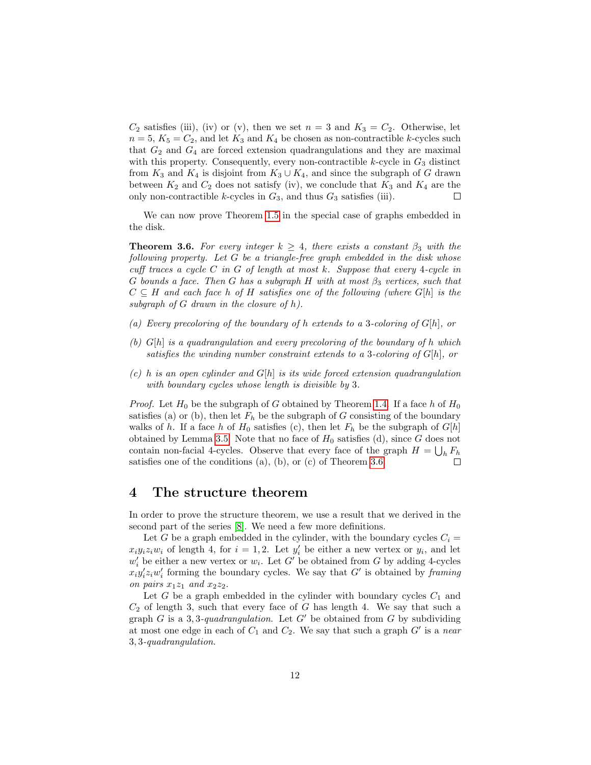$C_2$ satisfies (iii), (iv) or (v), then we set $n = 3$ and $K_3 = C_2$. Otherwise, let $n = 5$, $K_5 = C_2$, and let $K_3$ and $K_4$ be chosen as non-contractible $k$-cycles such that $G_2$ and $G_4$ are forced extension quadrangulations and they are maximal with this property. Consequently, every non-contractible $k$-cycle in $G_3$ distinct from $K_3$ and $K_4$ is disjoint from $K_3 \cup K_4$, and since the subgraph of $G$ drawn between $K_2$ and $C_2$ does not satisfy (iv), we conclude that $K_3$ and $K_4$ are the only non-contractible $k$-cycles in $G_3$, and thus $G_3$ satisfies (iii). □

We can now prove Theorem 1.5 in the special case of graphs embedded in the disk.

**Theorem 3.6.** *For every integer $k \geq 4$, there exists a constant $\beta_3$ with the following property. Let $G$ be a triangle-free graph embedded in the disk whose cuff traces a cycle $C$ in $G$ of length at most $k$. Suppose that every 4-cycle in $G$ bounds a face. Then $G$ has a subgraph $H$ with at most $\beta_3$ vertices, such that $C \subseteq H$ and each face $h$ of $H$ satisfies one of the following (where $G[h]$ is the subgraph of $G$ drawn in the closure of $h$).*

*(a) Every precoloring of the boundary of $h$ extends to a 3-coloring of $G[h]$, or*

*(b) $G[h]$ is a quadrangulation and every precoloring of the boundary of $h$ which satisfies the winding number constraint extends to a 3-coloring of $G[h]$, or*

*(c) $h$ is an open cylinder and $G[h]$ is its wide forced extension quadrangulation with boundary cycles whose length is divisible by 3.*

*Proof.* Let $H_0$ be the subgraph of $G$ obtained by Theorem 1.4. If a face $h$ of $H_0$ satisfies (a) or (b), then let $F_h$ be the subgraph of $G$ consisting of the boundary walks of $h$. If a face $h$ of $H_0$ satisfies (c), then let $F_h$ be the subgraph of $G[h]$ obtained by Lemma 3.5. Note that no face of $H_0$ satisfies (d), since $G$ does not contain non-facial 4-cycles. Observe that every face of the graph $H = \bigcup_h F_h$ satisfies one of the conditions (a), (b), or (c) of Theorem 3.6. □

# 4 The structure theorem

In order to prove the structure theorem, we use a result that we derived in the second part of the series [8]. We need a few more definitions.

Let $G$ be a graph embedded in the cylinder, with the boundary cycles $C_i = x_i y_i z_i w_i$ of length 4, for $i = 1, 2$. Let $y'_i$ be either a new vertex or $y_i$, and let $w'_i$ be either a new vertex or $w_i$. Let $G'$ be obtained from $G$ by adding 4-cycles $x_i y'_i z_i w'_i$ forming the boundary cycles. We say that $G'$ is obtained by *framing on pairs $x_1 z_1$ and $x_2 z_2$*.

Let $G$ be a graph embedded in the cylinder with boundary cycles $C_1$ and $C_2$ of length 3, such that every face of $G$ has length 4. We say that such a graph $G$ is a *3, 3-quadrangulation*. Let $G'$ be obtained from $G$ by subdividing at most one edge in each of $C_1$ and $C_2$. We say that such a graph $G'$ is a *near 3, 3-quadrangulation*.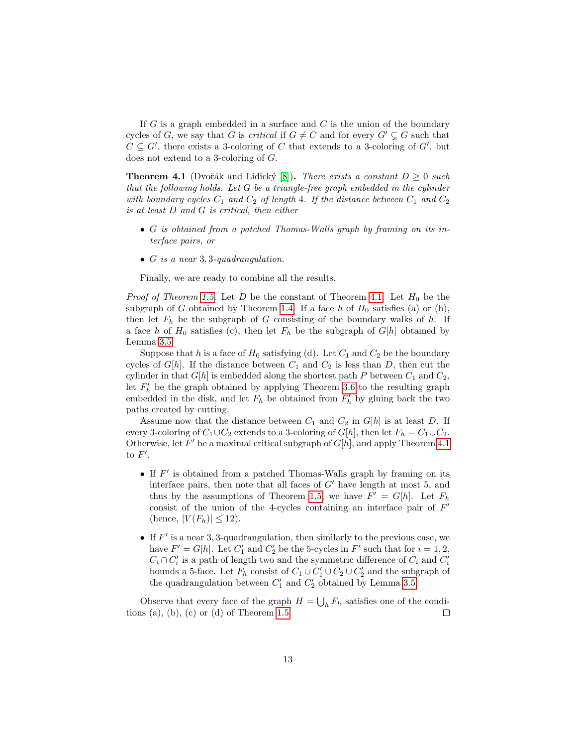If $G$ is a graph embedded in a surface and $C$ is the union of the boundary cycles of $G$, we say that $G$ is *critical* if $G \neq C$ and for every $G' \subsetneq G$ such that $C \subseteq G'$, there exists a 3-coloring of $C$ that extends to a 3-coloring of $G'$, but does not extend to a 3-coloring of $G$.

**Theorem 4.1** (Dvořák and Lidický [8])**.** *There exists a constant $D \geq 0$ such that the following holds. Let $G$ be a triangle-free graph embedded in the cylinder with boundary cycles $C_1$ and $C_2$ of length 4. If the distance between $C_1$ and $C_2$ is at least $D$ and $G$ is critical, then either*

- *$G$ is obtained from a patched Thomas-Walls graph by framing on its interface pairs, or*
- *$G$ is a near 3, 3-quadrangulation.*

Finally, we are ready to combine all the results.

*Proof of Theorem 1.5.* Let $D$ be the constant of Theorem 4.1. Let $H_0$ be the subgraph of $G$ obtained by Theorem 1.4. If a face $h$ of $H_0$ satisfies (a) or (b), then let $F_h$ be the subgraph of $G$ consisting of the boundary walks of $h$. If a face $h$ of $H_0$ satisfies (c), then let $F_h$ be the subgraph of $G[h]$ obtained by Lemma 3.5.

Suppose that $h$ is a face of $H_0$ satisfying (d). Let $C_1$ and $C_2$ be the boundary cycles of $G[h]$. If the distance between $C_1$ and $C_2$ is less than $D$, then cut the cylinder in that $G[h]$ is embedded along the shortest path $P$ between $C_1$ and $C_2$, let $F'_h$ be the graph obtained by applying Theorem 3.6 to the resulting graph embedded in the disk, and let $F_h$ be obtained from $F'_h$ by gluing back the two paths created by cutting.

Assume now that the distance between $C_1$ and $C_2$ in $G[h]$ is at least $D$. If every 3-coloring of $C_1 \cup C_2$ extends to a 3-coloring of $G[h]$, then let $F_h = C_1 \cup C_2$. Otherwise, let $F'$ be a maximal critical subgraph of $G[h]$, and apply Theorem 4.1 to $F'$.

- If $F'$ is obtained from a patched Thomas-Walls graph by framing on its interface pairs, then note that all faces of $G'$ have length at most 5, and thus by the assumptions of Theorem 1.5, we have $F' = G[h]$. Let $F_h$ consist of the union of the 4-cycles containing an interface pair of $F'$ (hence, $|V(F_h)| \leq 12$).
- If $F'$ is a near 3, 3-quadrangulation, then similarly to the previous case, we have $F' = G[h]$. Let $C'_1$ and $C'_2$ be the 5-cycles in $F'$ such that for $i = 1, 2$, $C_i \cap C'_i$ is a path of length two and the symmetric difference of $C_i$ and $C'_i$ bounds a 5-face. Let $F_h$ consist of $C_1 \cup C'_1 \cup C_2 \cup C'_2$ and the subgraph of the quadrangulation between $C'_1$ and $C'_2$ obtained by Lemma 3.5.

Observe that every face of the graph $H = \bigcup_h F_h$ satisfies one of the conditions (a), (b), (c) or (d) of Theorem 1.5. $\square$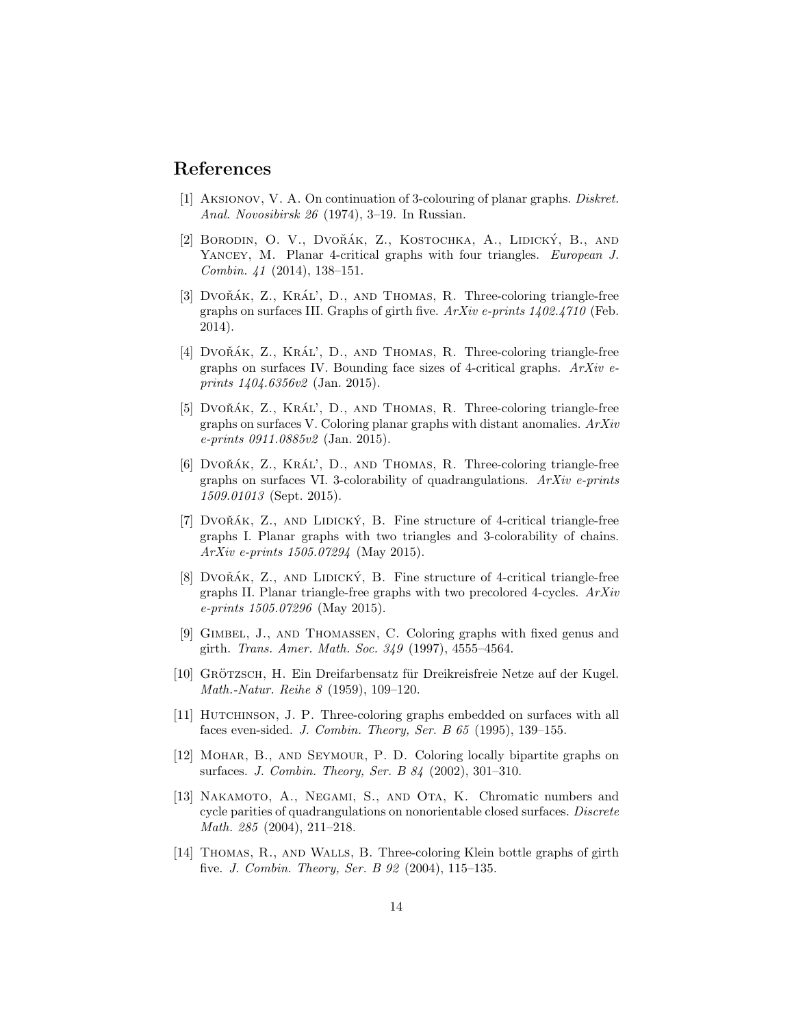## References

[1] Aksionov, V. A. On continuation of 3-colouring of planar graphs. *Diskret. Anal. Novosibirsk 26* (1974), 3–19. In Russian.

[2] Borodin, O. V., Dvořák, Z., Kostochka, A., Lidický, B., and Yancey, M. Planar 4-critical graphs with four triangles. *European J. Combin. 41* (2014), 138–151.

[3] Dvořák, Z., Král', D., and Thomas, R. Three-coloring triangle-free graphs on surfaces III. Graphs of girth five. *ArXiv e-prints 1402.4710* (Feb. 2014).

[4] Dvořák, Z., Král', D., and Thomas, R. Three-coloring triangle-free graphs on surfaces IV. Bounding face sizes of 4-critical graphs. *ArXiv e-prints 1404.6356v2* (Jan. 2015).

[5] Dvořák, Z., Král', D., and Thomas, R. Three-coloring triangle-free graphs on surfaces V. Coloring planar graphs with distant anomalies. *ArXiv e-prints 0911.0885v2* (Jan. 2015).

[6] Dvořák, Z., Král', D., and Thomas, R. Three-coloring triangle-free graphs on surfaces VI. 3-colorability of quadrangulations. *ArXiv e-prints 1509.01013* (Sept. 2015).

[7] Dvořák, Z., and Lidický, B. Fine structure of 4-critical triangle-free graphs I. Planar graphs with two triangles and 3-colorability of chains. *ArXiv e-prints 1505.07294* (May 2015).

[8] Dvořák, Z., and Lidický, B. Fine structure of 4-critical triangle-free graphs II. Planar triangle-free graphs with two precolored 4-cycles. *ArXiv e-prints 1505.07296* (May 2015).

[9] Gimbel, J., and Thomassen, C. Coloring graphs with fixed genus and girth. *Trans. Amer. Math. Soc. 349* (1997), 4555–4564.

[10] Grötzsch, H. Ein Dreifarbensatz für Dreikreisfreie Netze auf der Kugel. *Math.-Natur. Reihe 8* (1959), 109–120.

[11] Hutchinson, J. P. Three-coloring graphs embedded on surfaces with all faces even-sided. *J. Combin. Theory, Ser. B 65* (1995), 139–155.

[12] Mohar, B., and Seymour, P. D. Coloring locally bipartite graphs on surfaces. *J. Combin. Theory, Ser. B 84* (2002), 301–310.

[13] Nakamoto, A., Negami, S., and Ota, K. Chromatic numbers and cycle parities of quadrangulations on nonorientable closed surfaces. *Discrete Math. 285* (2004), 211–218.

[14] Thomas, R., and Walls, B. Three-coloring Klein bottle graphs of girth five. *J. Combin. Theory, Ser. B 92* (2004), 115–135.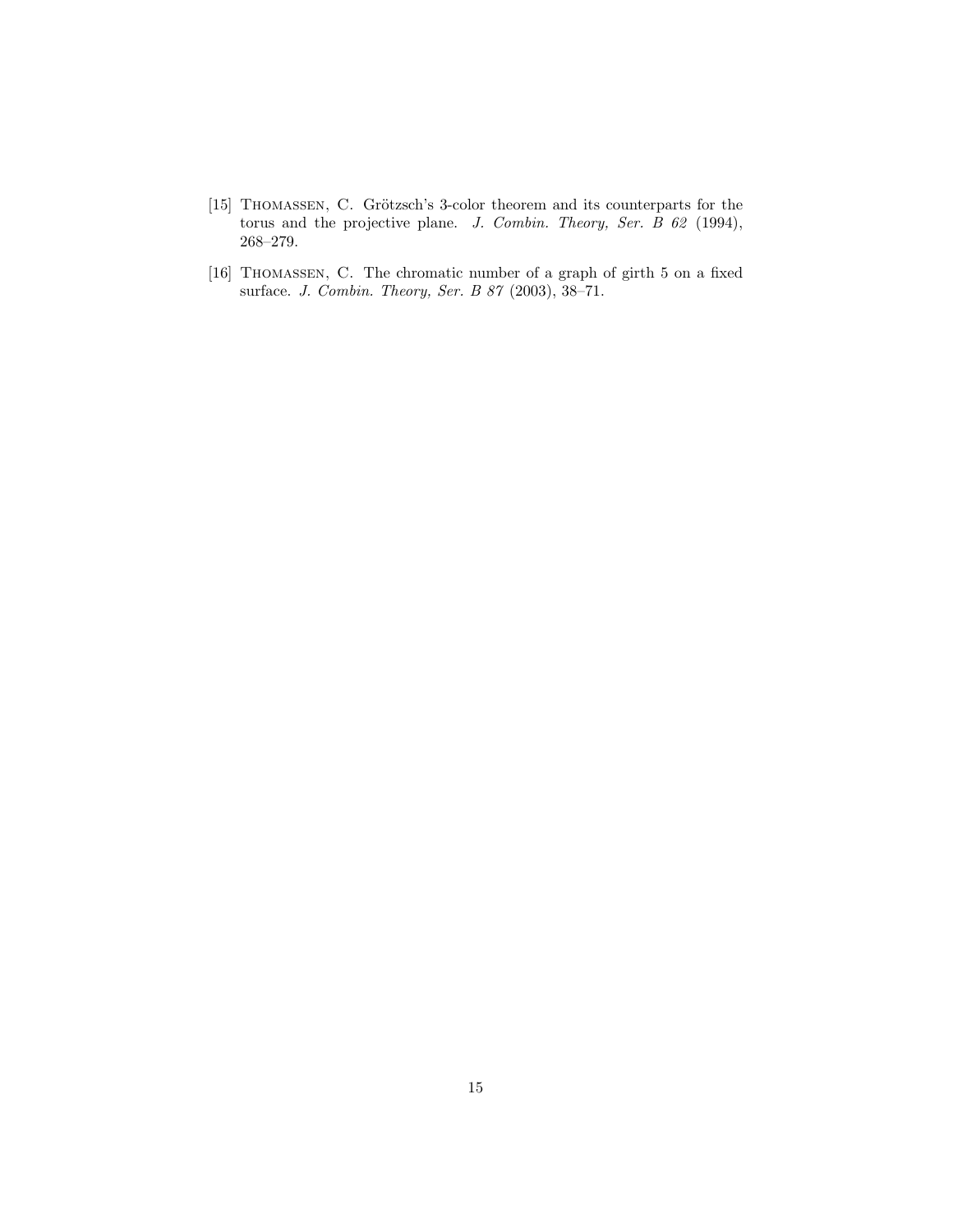[15] Thomassen, C. Grötzsch's 3-color theorem and its counterparts for the torus and the projective plane. *J. Combin. Theory, Ser. B 62* (1994), 268–279.

[16] Thomassen, C. The chromatic number of a graph of girth 5 on a fixed surface. *J. Combin. Theory, Ser. B 87* (2003), 38–71.